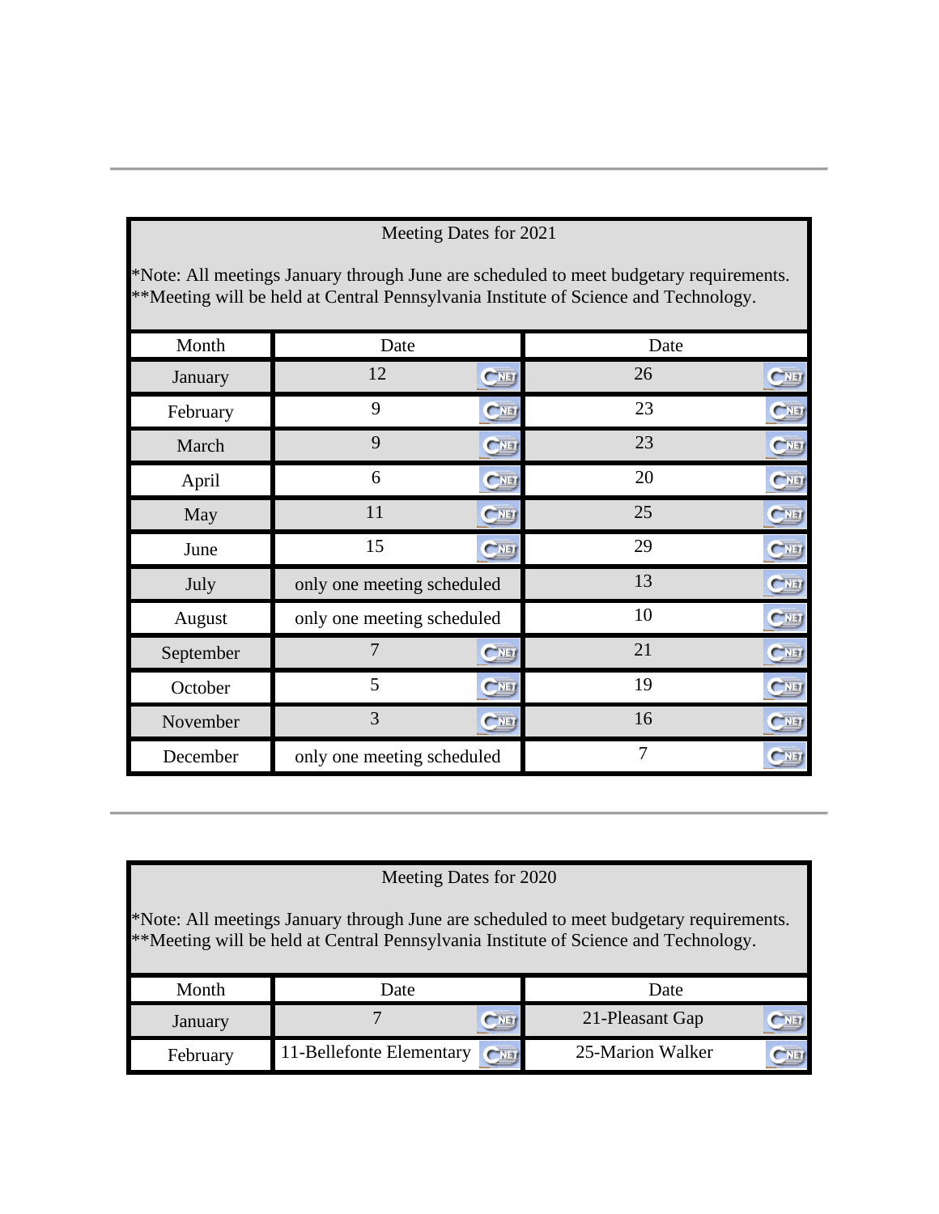---

| Meeting Dates for 2021 | | |
|---|---|---|
| *Note: All meetings January through June are scheduled to meet budgetary requirements.<br>**Meeting will be held at Central Pennsylvania Institute of Science and Technology. | | |
| Month | Date | Date |
| January | 12 | 26 |
| February | 9 | 23 |
| March | 9 | 23 |
| April | 6 | 20 |
| May | 11 | 25 |
| June | 15 | 29 |
| July | only one meeting scheduled | 13 |
| August | only one meeting scheduled | 10 |
| September | 7 | 21 |
| October | 5 | 19 |
| November | 3 | 16 |
| December | only one meeting scheduled | 7 |

---

| Meeting Dates for 2020 | | |
|---|---|---|
| *Note: All meetings January through June are scheduled to meet budgetary requirements.<br>**Meeting will be held at Central Pennsylvania Institute of Science and Technology. | | |
| Month | Date | Date |
| January | 7 | 21-Pleasant Gap |
| February | 11-Bellefonte Elementary | 25-Marion Walker |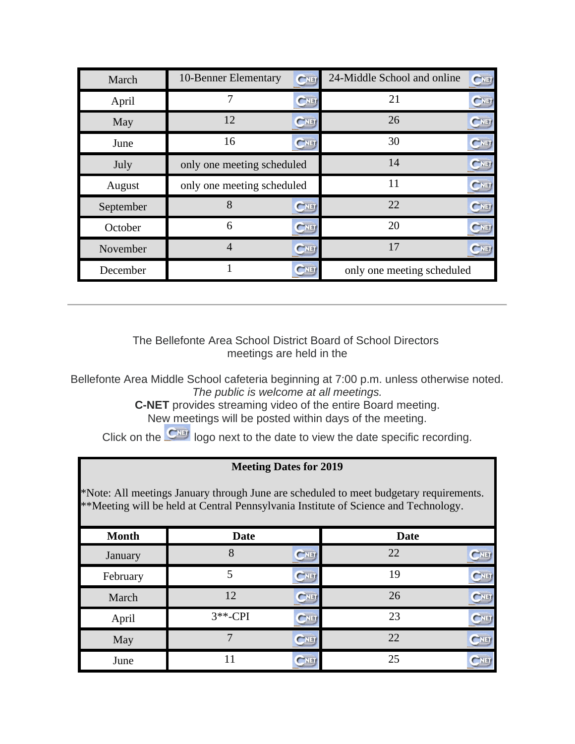| March | 10-Benner Elementary | 24-Middle School and online |
|---|---|---|
| April | 7 | 21 |
| May | 12 | 26 |
| June | 16 | 30 |
| July | only one meeting scheduled | 14 |
| August | only one meeting scheduled | 11 |
| September | 8 | 22 |
| October | 6 | 20 |
| November | 4 | 17 |
| December | 1 | only one meeting scheduled |

---

The Bellefonte Area School District Board of School Directors meetings are held in the

Bellefonte Area Middle School cafeteria beginning at 7:00 p.m. unless otherwise noted.

*The public is welcome at all meetings.*

**C-NET** provides streaming video of the entire Board meeting.

New meetings will be posted within days of the meeting.

Click on the logo next to the date to view the date specific recording.

**Meeting Dates for 2019**

*Note: All meetings January through June are scheduled to meet budgetary requirements.
**Meeting will be held at Central Pennsylvania Institute of Science and Technology.

| Month | Date | Date |
|---|---|---|
| January | 8 | 22 |
| February | 5 | 19 |
| March | 12 | 26 |
| April | 3**-CPI | 23 |
| May | 7 | 22 |
| June | 11 | 25 |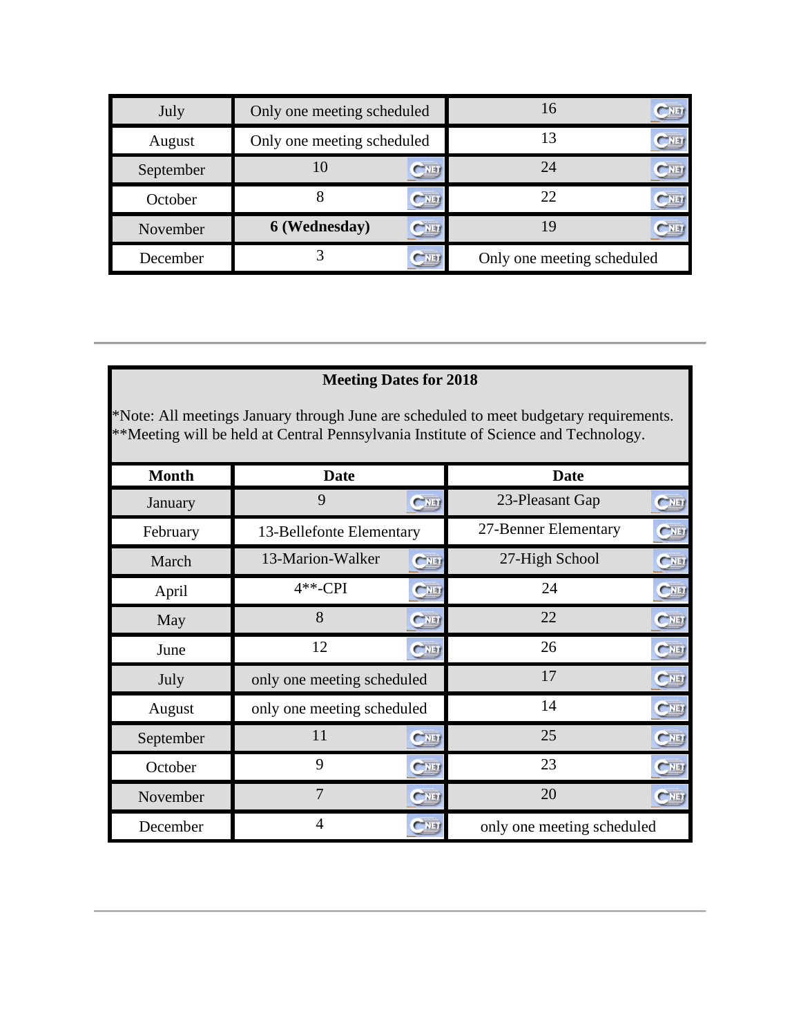| | | |
|---|---|---|
| July | Only one meeting scheduled | 16 |
| August | Only one meeting scheduled | 13 |
| September | 10 | 24 |
| October | 8 | 22 |
| November | **6 (Wednesday)** | 19 |
| December | 3 | Only one meeting scheduled |

---

**Meeting Dates for 2018**

*Note: All meetings January through June are scheduled to meet budgetary requirements.
**Meeting will be held at Central Pennsylvania Institute of Science and Technology.

| Month | Date | Date |
|---|---|---|
| January | 9 | 23-Pleasant Gap |
| February | 13-Bellefonte Elementary | 27-Benner Elementary |
| March | 13-Marion-Walker | 27-High School |
| April | 4**-CPI | 24 |
| May | 8 | 22 |
| June | 12 | 26 |
| July | only one meeting scheduled | 17 |
| August | only one meeting scheduled | 14 |
| September | 11 | 25 |
| October | 9 | 23 |
| November | 7 | 20 |
| December | 4 | only one meeting scheduled |

---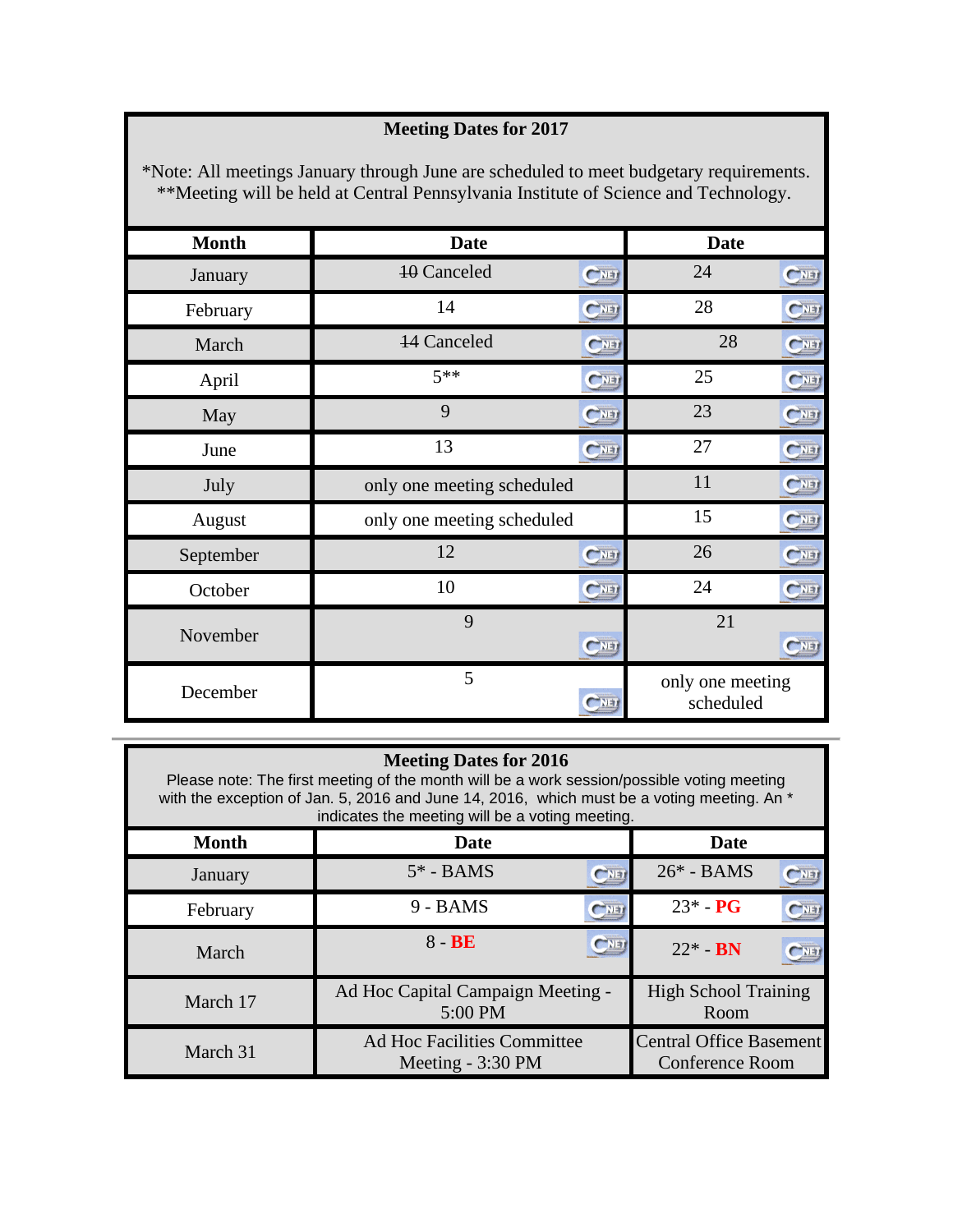**Meeting Dates for 2017**

*Note: All meetings January through June are scheduled to meet budgetary requirements.
**Meeting will be held at Central Pennsylvania Institute of Science and Technology.

| Month | Date | Date |
|---|---|---|
| January | ~~10~~ Canceled | 24 |
| February | 14 | 28 |
| March | ~~14~~ Canceled | 28 |
| April | 5** | 25 |
| May | 9 | 23 |
| June | 13 | 27 |
| July | only one meeting scheduled | 11 |
| August | only one meeting scheduled | 15 |
| September | 12 | 26 |
| October | 10 | 24 |
| November | 9 | 21 |
| December | 5 | only one meeting scheduled |

---

**Meeting Dates for 2016**

Please note: The first meeting of the month will be a work session/possible voting meeting with the exception of Jan. 5, 2016 and June 14, 2016, which must be a voting meeting. An * indicates the meeting will be a voting meeting.

| Month | Date | Date |
|---|---|---|
| January | 5* - BAMS | 26* - BAMS |
| February | 9 - BAMS | 23* - **PG** |
| March | 8 - **BE** | 22* - **BN** |
| March 17 | Ad Hoc Capital Campaign Meeting - 5:00 PM | High School Training Room |
| March 31 | Ad Hoc Facilities Committee Meeting - 3:30 PM | Central Office Basement Conference Room |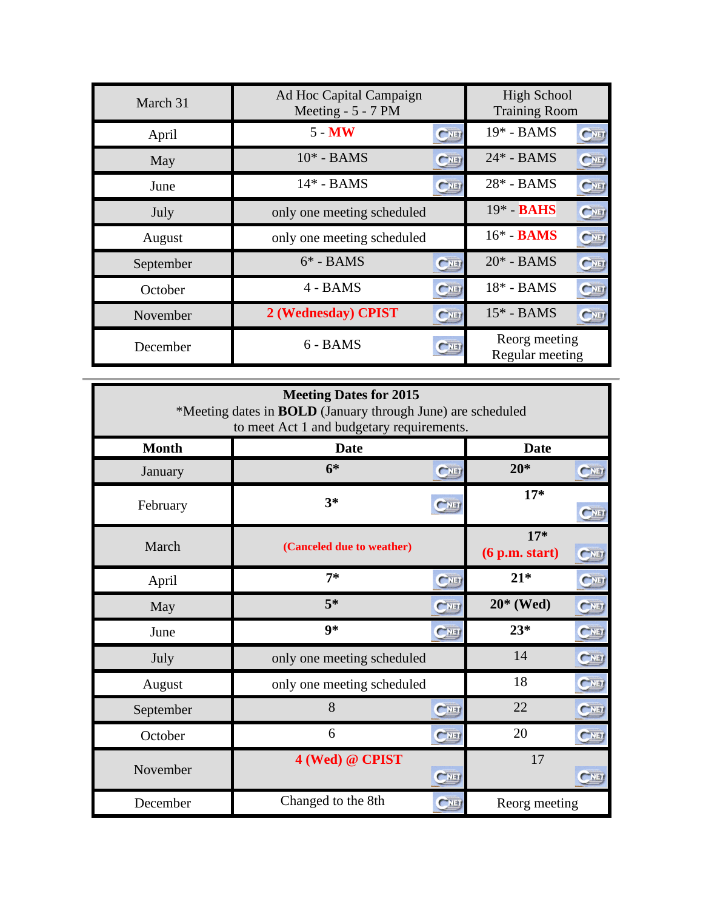| March 31 | Ad Hoc Capital Campaign Meeting - 5 - 7 PM | High School Training Room |
|---|---|---|
| April | 5 - **MW** | 19* - BAMS |
| May | 10* - BAMS | 24* - BAMS |
| June | 14* - BAMS | 28* - BAMS |
| July | only one meeting scheduled | 19* - **BAHS** |
| August | only one meeting scheduled | 16* - **BAMS** |
| September | 6* - BAMS | 20* - BAMS |
| October | 4 - BAMS | 18* - BAMS |
| November | **2 (Wednesday) CPIST** | 15* - BAMS |
| December | 6 - BAMS | Reorg meeting Regular meeting |

**Meeting Dates for 2015**

*Meeting dates in **BOLD** (January through June) are scheduled to meet Act 1 and budgetary requirements.

| Month | Date | Date |
|---|---|---|
| January | **6*** | **20*** |
| February | **3*** | **17*** |
| March | **(Canceled due to weather)** | **17*** **(6 p.m. start)** |
| April | **7*** | **21*** |
| May | **5*** | **20* (Wed)** |
| June | **9*** | **23*** |
| July | only one meeting scheduled | 14 |
| August | only one meeting scheduled | 18 |
| September | 8 | 22 |
| October | 6 | 20 |
| November | **4 (Wed) @ CPIST** | 17 |
| December | Changed to the 8th | Reorg meeting |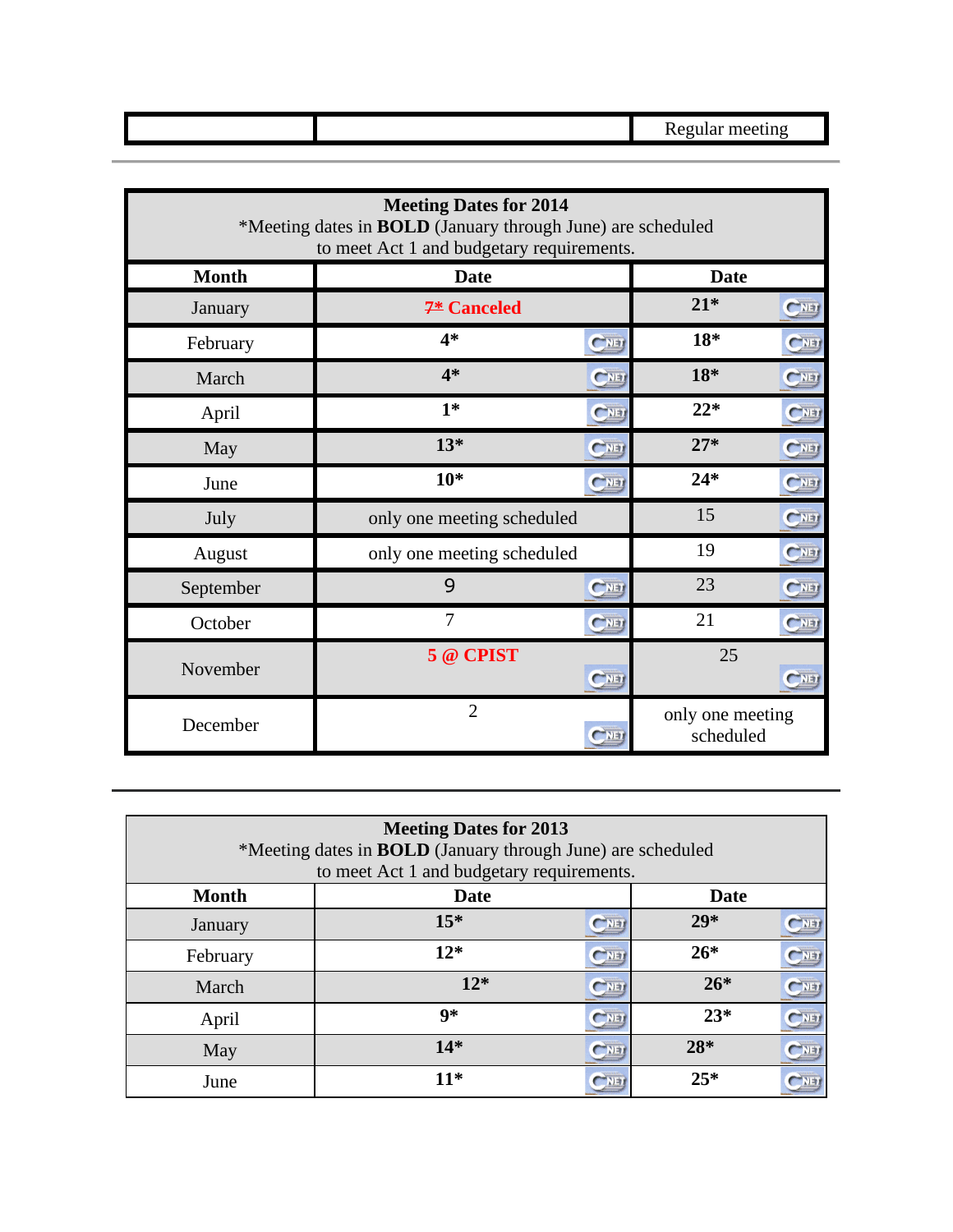| | | Regular meeting |
|---|---|---|

| Meeting Dates for 2014 *Meeting dates in **BOLD** (January through June) are scheduled to meet Act 1 and budgetary requirements. | | |
|---|---|---|
| **Month** | **Date** | **Date** |
| January | ~~**7***~~ **Canceled** | **21*** |
| February | **4*** | **18*** |
| March | **4*** | **18*** |
| April | **1*** | **22*** |
| May | **13*** | **27*** |
| June | **10*** | **24*** |
| July | only one meeting scheduled | 15 |
| August | only one meeting scheduled | 19 |
| September | 9 | 23 |
| October | 7 | 21 |
| November | **5 @ CPIST** | 25 |
| December | 2 | only one meeting scheduled |

| Meeting Dates for 2013 *Meeting dates in **BOLD** (January through June) are scheduled to meet Act 1 and budgetary requirements. | | |
|---|---|---|
| **Month** | **Date** | **Date** |
| January | **15*** | **29*** |
| February | **12*** | **26*** |
| March | **12*** | **26*** |
| April | **9*** | **23*** |
| May | **14*** | **28*** |
| June | **11*** | **25*** |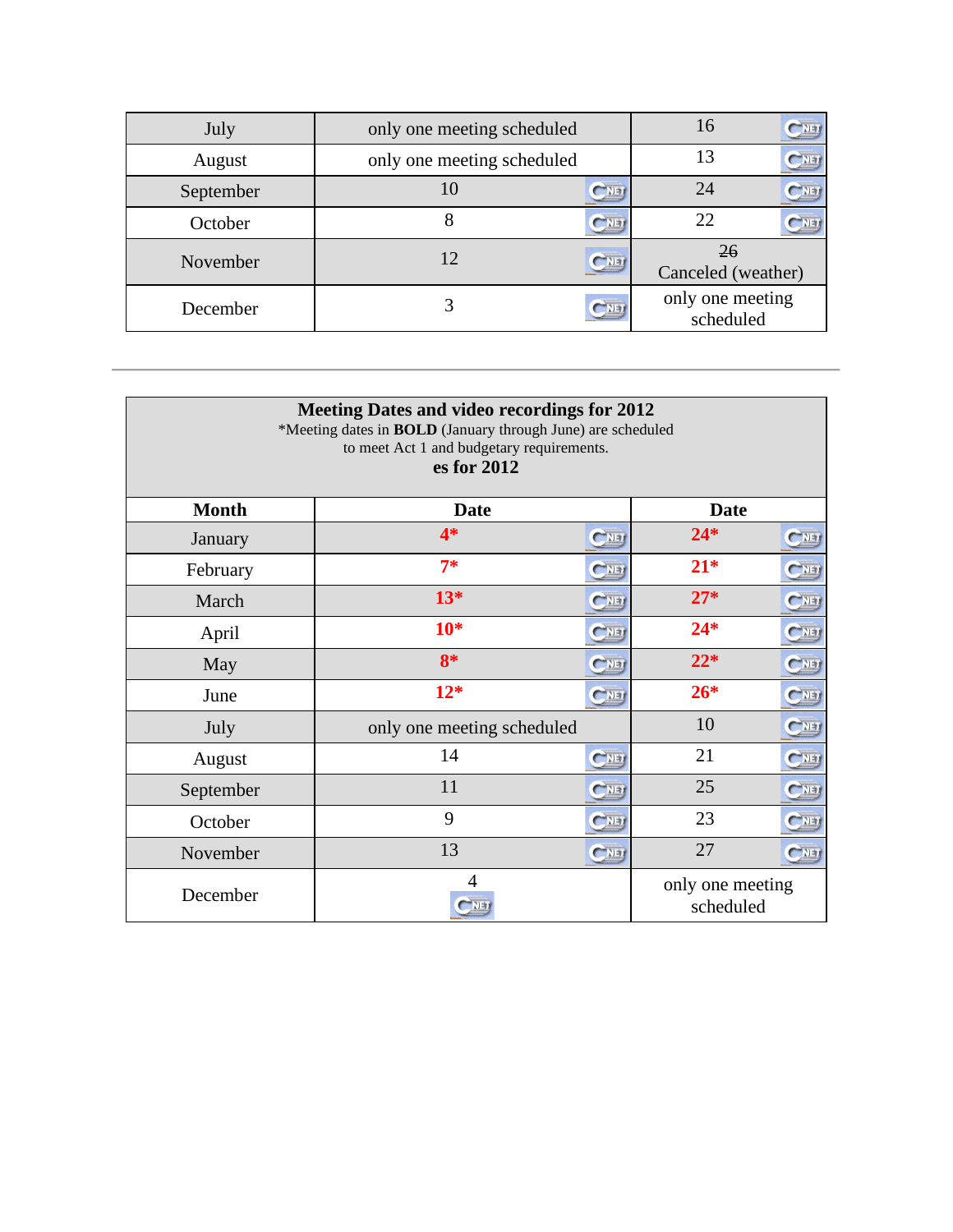| | | |
|---|---|---|
| July | only one meeting scheduled | 16 |
| August | only one meeting scheduled | 13 |
| September | 10 | 24 |
| October | 8 | 22 |
| November | 12 | ~~26~~ Canceled (weather) |
| December | 3 | only one meeting scheduled |

---

**Meeting Dates and video recordings for 2012**

*Meeting dates in **BOLD** (January through June) are scheduled to meet Act 1 and budgetary requirements.

**es for 2012**

| Month | Date | Date |
|---|---|---|
| January | **4*** | **24*** |
| February | **7*** | **21*** |
| March | **13*** | **27*** |
| April | **10*** | **24*** |
| May | **8*** | **22*** |
| June | **12*** | **26*** |
| July | only one meeting scheduled | 10 |
| August | 14 | 21 |
| September | 11 | 25 |
| October | 9 | 23 |
| November | 13 | 27 |
| December | 4 | only one meeting scheduled |